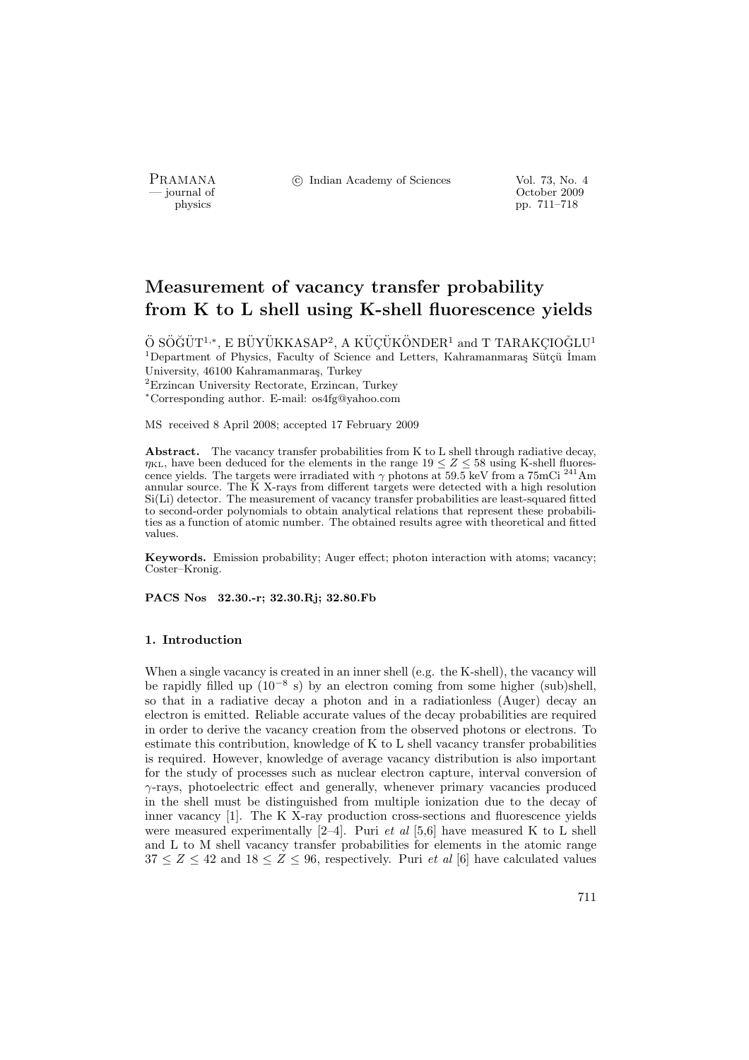# Measurement of vacancy transfer probability from K to L shell using K-shell fluorescence yields

Ö SÖĞÜT[1,*], E BÜYÜKKASAP[2], A KÜÇÜKÖNDER[1] and T TARAKÇIOĞLU[1]

[1]Department of Physics, Faculty of Science and Letters, Kahramanmaraş Sütçü İmam University, 46100 Kahramanmaraş, Turkey

[2]Erzincan University Rectorate, Erzincan, Turkey

[*]Corresponding author. E-mail: os4fg@yahoo.com

MS received 8 April 2008; accepted 17 February 2009

**Abstract.** The vacancy transfer probabilities from K to L shell through radiative decay, $\eta_{KL}$, have been deduced for the elements in the range $19 \leq Z \leq 58$ using K-shell fluorescence yields. The targets were irradiated with $\gamma$ photons at 59.5 keV from a 75mCi $^{241}$Am annular source. The K X-rays from different targets were detected with a high resolution Si(Li) detector. The measurement of vacancy transfer probabilities are least-squared fitted to second-order polynomials to obtain analytical relations that represent these probabilities as a function of atomic number. The obtained results agree with theoretical and fitted values.

**Keywords.** Emission probability; Auger effect; photon interaction with atoms; vacancy; Coster–Kronig.

**PACS Nos** **32.30.-r; 32.30.Rj; 32.80.Fb**

## 1. Introduction

When a single vacancy is created in an inner shell (e.g. the K-shell), the vacancy will be rapidly filled up ($10^{-8}$ s) by an electron coming from some higher (sub)shell, so that in a radiative decay a photon and in a radiationless (Auger) decay an electron is emitted. Reliable accurate values of the decay probabilities are required in order to derive the vacancy creation from the observed photons or electrons. To estimate this contribution, knowledge of K to L shell vacancy transfer probabilities is required. However, knowledge of average vacancy distribution is also important for the study of processes such as nuclear electron capture, interval conversion of $\gamma$-rays, photoelectric effect and generally, whenever primary vacancies produced in the shell must be distinguished from multiple ionization due to the decay of inner vacancy [1]. The K X-ray production cross-sections and fluorescence yields were measured experimentally [2–4]. Puri *et al* [5,6] have measured K to L shell and L to M shell vacancy transfer probabilities for elements in the atomic range $37 \leq Z \leq 42$ and $18 \leq Z \leq 96$, respectively. Puri *et al* [6] have calculated values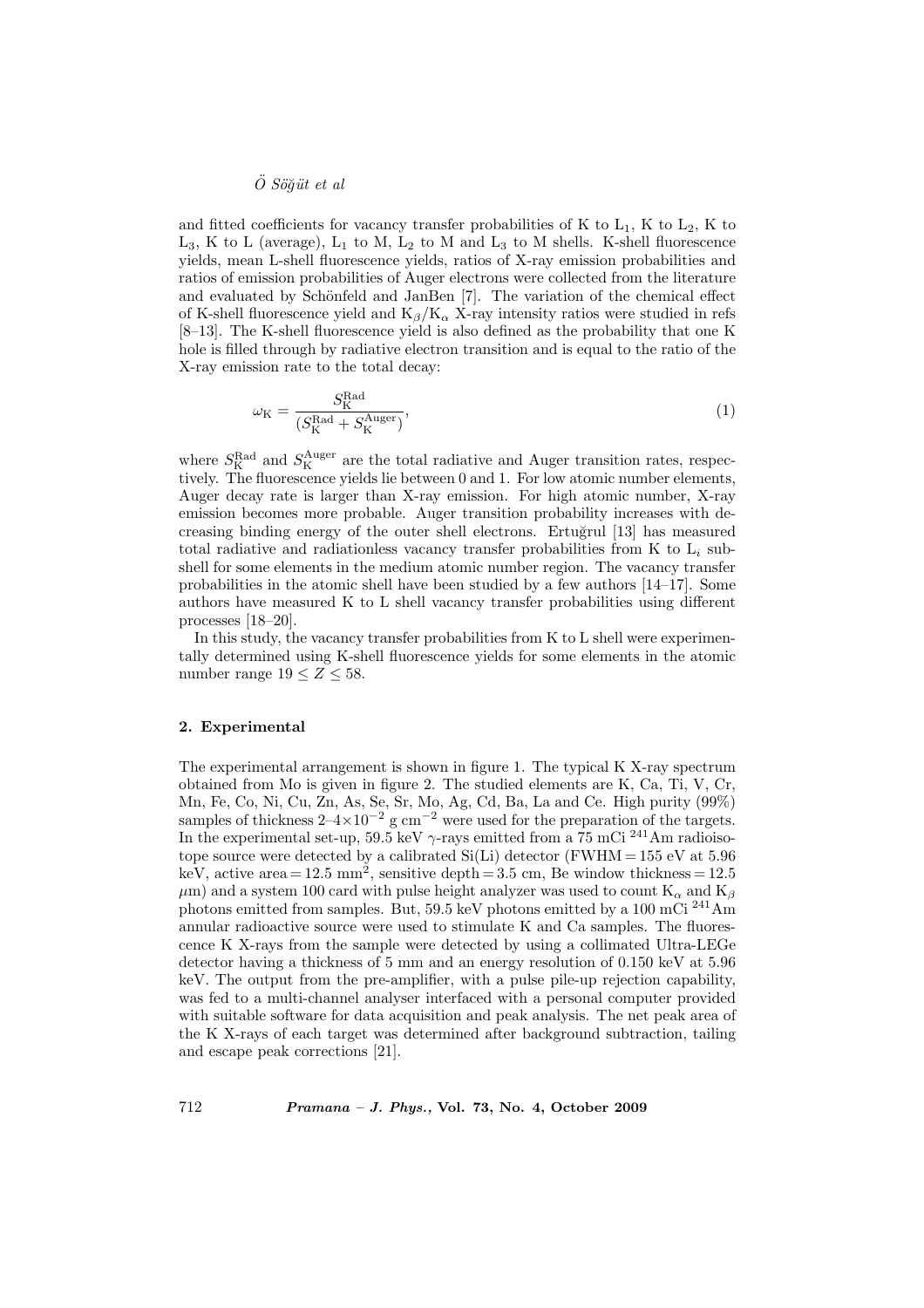and fitted coefficients for vacancy transfer probabilities of K to $L_1$, K to $L_2$, K to $L_3$, K to L (average), $L_1$ to M, $L_2$ to M and $L_3$ to M shells. K-shell fluorescence yields, mean L-shell fluorescence yields, ratios of X-ray emission probabilities and ratios of emission probabilities of Auger electrons were collected from the literature and evaluated by Schönfeld and JanBen [7]. The variation of the chemical effect of K-shell fluorescence yield and $K_\beta/K_\alpha$ X-ray intensity ratios were studied in refs [8–13]. The K-shell fluorescence yield is also defined as the probability that one K hole is filled through by radiative electron transition and is equal to the ratio of the X-ray emission rate to the total decay:

$$\omega_K = \frac{S_K^{\text{Rad}}}{(S_K^{\text{Rad}} + S_K^{\text{Auger}})}, \tag{1}$$

where $S_K^{\text{Rad}}$ and $S_K^{\text{Auger}}$ are the total radiative and Auger transition rates, respectively. The fluorescence yields lie between 0 and 1. For low atomic number elements, Auger decay rate is larger than X-ray emission. For high atomic number, X-ray emission becomes more probable. Auger transition probability increases with decreasing binding energy of the outer shell electrons. Ertuğrul [13] has measured total radiative and radiationless vacancy transfer probabilities from K to $L_i$ subshell for some elements in the medium atomic number region. The vacancy transfer probabilities in the atomic shell have been studied by a few authors [14–17]. Some authors have measured K to L shell vacancy transfer probabilities using different processes [18–20].

In this study, the vacancy transfer probabilities from K to L shell were experimentally determined using K-shell fluorescence yields for some elements in the atomic number range $19 \leq Z \leq 58$.

## 2. Experimental

The experimental arrangement is shown in figure 1. The typical K X-ray spectrum obtained from Mo is given in figure 2. The studied elements are K, Ca, Ti, V, Cr, Mn, Fe, Co, Ni, Cu, Zn, As, Se, Sr, Mo, Ag, Cd, Ba, La and Ce. High purity (99%) samples of thickness 2–4×$10^{-2}$ g $\text{cm}^{-2}$ were used for the preparation of the targets. In the experimental set-up, 59.5 keV $\gamma$-rays emitted from a 75 mCi $^{241}$Am radioisotope source were detected by a calibrated Si(Li) detector (FWHM = 155 eV at 5.96 keV, active area = 12.5 $\text{mm}^2$, sensitive depth = 3.5 cm, Be window thickness = 12.5 $\mu$m) and a system 100 card with pulse height analyzer was used to count $K_\alpha$ and $K_\beta$ photons emitted from samples. But, 59.5 keV photons emitted by a 100 mCi $^{241}$Am annular radioactive source were used to stimulate K and Ca samples. The fluorescence K X-rays from the sample were detected by using a collimated Ultra-LEGe detector having a thickness of 5 mm and an energy resolution of 0.150 keV at 5.96 keV. The output from the pre-amplifier, with a pulse pile-up rejection capability, was fed to a multi-channel analyser interfaced with a personal computer provided with suitable software for data acquisition and peak analysis. The net peak area of the K X-rays of each target was determined after background subtraction, tailing and escape peak corrections [21].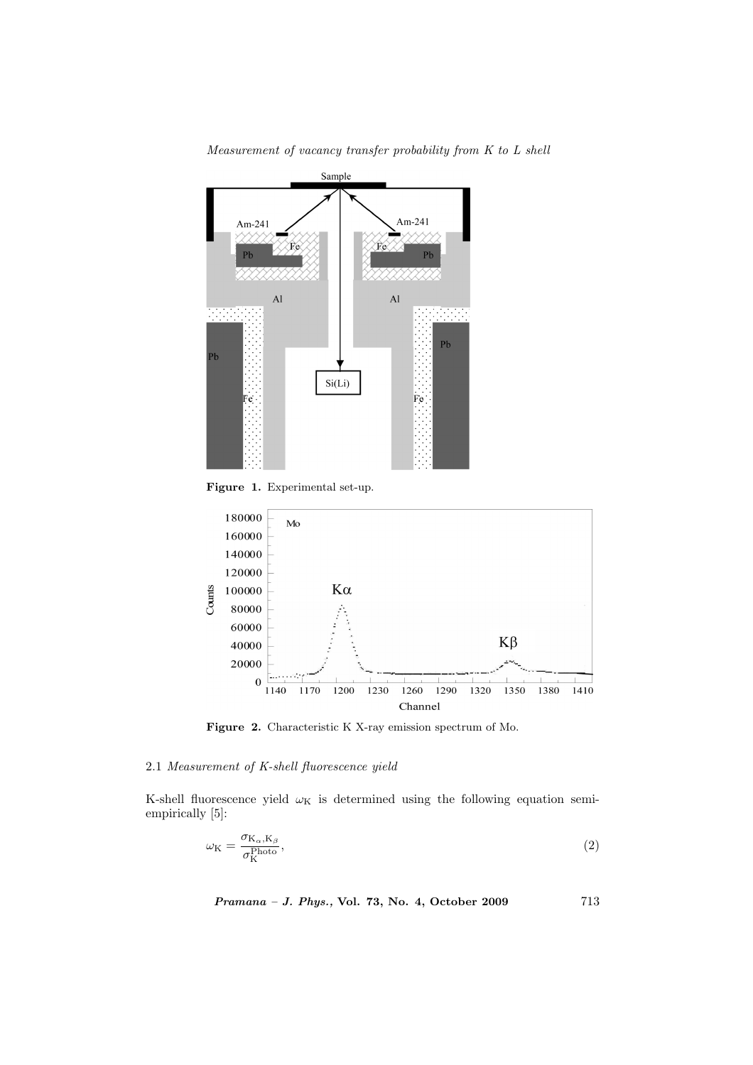Figure 1. Experimental set-up.

Figure 2. Characteristic K X-ray emission spectrum of Mo.

### 2.1 *Measurement of K-shell fluorescence yield*

K-shell fluorescence yield $\omega_K$ is determined using the following equation semi-empirically [5]:

$$\omega_K = \frac{\sigma_{K_\alpha, K_\beta}}{\sigma_K^{\mathrm{Photo}}}, \tag{2}$$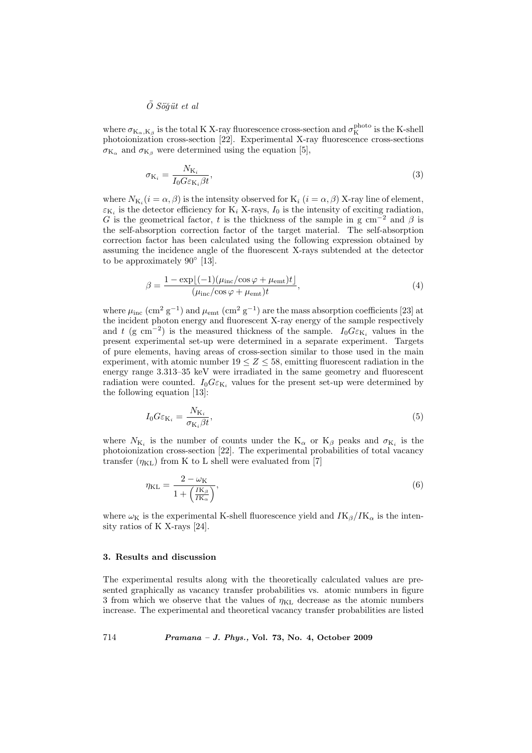where $\sigma_{K_\alpha,K_\beta}$ is the total K X-ray fluorescence cross-section and $\sigma_K^{\mathrm{photo}}$ is the K-shell photoionization cross-section [22]. Experimental X-ray fluorescence cross-sections $\sigma_{K_\alpha}$ and $\sigma_{K_\beta}$ were determined using the equation [5],

$$\sigma_{K_i} = \frac{N_{K_i}}{I_0 G \varepsilon_{K_i} \beta t}, \tag{3}$$

where $N_{K_i} (i = \alpha, \beta)$ is the intensity observed for $K_i$ $(i = \alpha, \beta)$ X-ray line of element, $\varepsilon_{K_i}$ is the detector efficiency for $K_i$ X-rays, $I_0$ is the intensity of exciting radiation, $G$ is the geometrical factor, $t$ is the thickness of the sample in g cm$^{-2}$ and $\beta$ is the self-absorption correction factor of the target material. The self-absorption correction factor has been calculated using the following expression obtained by assuming the incidence angle of the fluorescent X-rays subtended at the detector to be approximately 90° [13].

$$\beta = \frac{1 - \exp\lfloor(-1)(\mu_{\mathrm{inc}}/\cos\varphi + \mu_{\mathrm{emt}})t\rfloor}{(\mu_{\mathrm{inc}}/\cos\varphi + \mu_{\mathrm{emt}})t}, \tag{4}$$

where $\mu_{\mathrm{inc}}$ (cm$^2$ g$^{-1}$) and $\mu_{\mathrm{emt}}$ (cm$^2$ g$^{-1}$) are the mass absorption coefficients [23] at the incident photon energy and fluorescent X-ray energy of the sample respectively and $t$ (g cm$^{-2}$) is the measured thickness of the sample. $I_0 G \varepsilon_{K_i}$ values in the present experimental set-up were determined in a separate experiment. Targets of pure elements, having areas of cross-section similar to those used in the main experiment, with atomic number $19 \leq Z \leq 58$, emitting fluorescent radiation in the energy range 3.313–35 keV were irradiated in the same geometry and fluorescent radiation were counted. $I_0 G \varepsilon_{K_i}$ values for the present set-up were determined by the following equation [13]:

$$I_0 G \varepsilon_{K_i} = \frac{N_{K_i}}{\sigma_{K_i} \beta t}, \tag{5}$$

where $N_{K_i}$ is the number of counts under the $K_\alpha$ or $K_\beta$ peaks and $\sigma_{K_i}$ is the photoionization cross-section [22]. The experimental probabilities of total vacancy transfer ($\eta_{\mathrm{KL}}$) from K to L shell were evaluated from [7]

$$\eta_{\mathrm{KL}} = \frac{2 - \omega_K}{1 + \left(\frac{IK_\beta}{IK_\alpha}\right)}, \tag{6}$$

where $\omega_K$ is the experimental K-shell fluorescence yield and $IK_\beta/IK_\alpha$ is the intensity ratios of K X-rays [24].

### 3. Results and discussion

The experimental results along with the theoretically calculated values are presented graphically as vacancy transfer probabilities vs. atomic numbers in figure 3 from which we observe that the values of $\eta_{\mathrm{KL}}$ decrease as the atomic numbers increase. The experimental and theoretical vacancy transfer probabilities are listed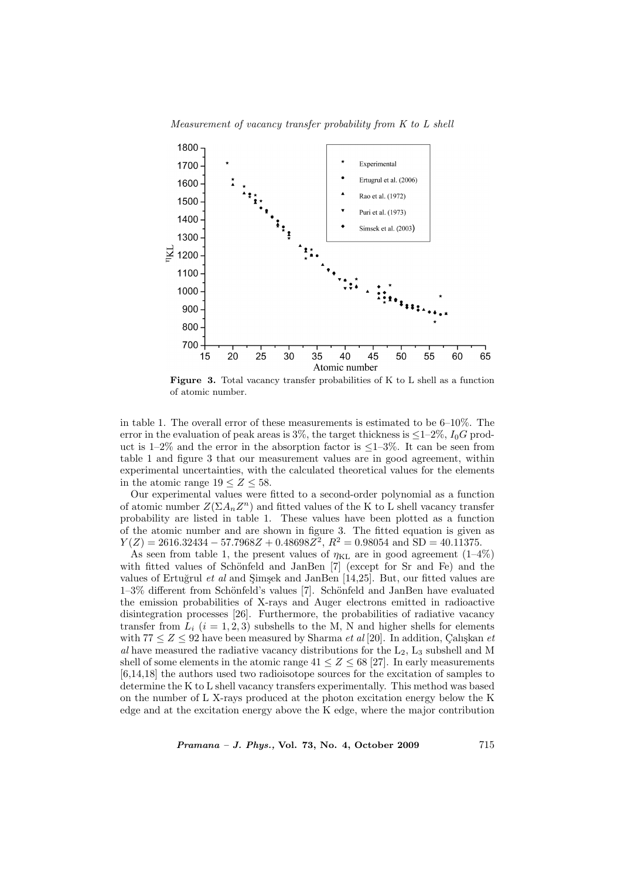**Figure 3.** Total vacancy transfer probabilities of K to L shell as a function of atomic number.

in table 1. The overall error of these measurements is estimated to be 6–10%. The error in the evaluation of peak areas is 3%, the target thickness is ≤1–2%, $I_0G$ product is 1–2% and the error in the absorption factor is ≤1–3%. It can be seen from table 1 and figure 3 that our measurement values are in good agreement, within experimental uncertainties, with the calculated theoretical values for the elements in the atomic range $19 \leq Z \leq 58$.

Our experimental values were fitted to a second-order polynomial as a function of atomic number $Z(\Sigma A_n Z^n)$ and fitted values of the K to L shell vacancy transfer probability are listed in table 1. These values have been plotted as a function of the atomic number and are shown in figure 3. The fitted equation is given as $Y(Z) = 2616.32434 - 57.7968Z + 0.48698Z^2$, $R^2 = 0.98054$ and SD = 40.11375.

As seen from table 1, the present values of $\eta_{\mathrm{KL}}$ are in good agreement (1–4%) with fitted values of Schönfeld and JanBen [7] (except for Sr and Fe) and the values of Ertuğrul *et al* and Şimşek and JanBen [14,25]. But, our fitted values are 1–3% different from Schönfeld's values [7]. Schönfeld and JanBen have evaluated the emission probabilities of X-rays and Auger electrons emitted in radioactive disintegration processes [26]. Furthermore, the probabilities of radiative vacancy transfer from $L_i$ $(i = 1, 2, 3)$ subshells to the M, N and higher shells for elements with $77 \leq Z \leq 92$ have been measured by Sharma *et al* [20]. In addition, Çalışkan *et al* have measured the radiative vacancy distributions for the $L_2$, $L_3$ subshell and M shell of some elements in the atomic range $41 \leq Z \leq 68$ [27]. In early measurements [6,14,18] the authors used two radioisotope sources for the excitation of samples to determine the K to L shell vacancy transfers experimentally. This method was based on the number of L X-rays produced at the photon excitation energy below the K edge and at the excitation energy above the K edge, where the major contribution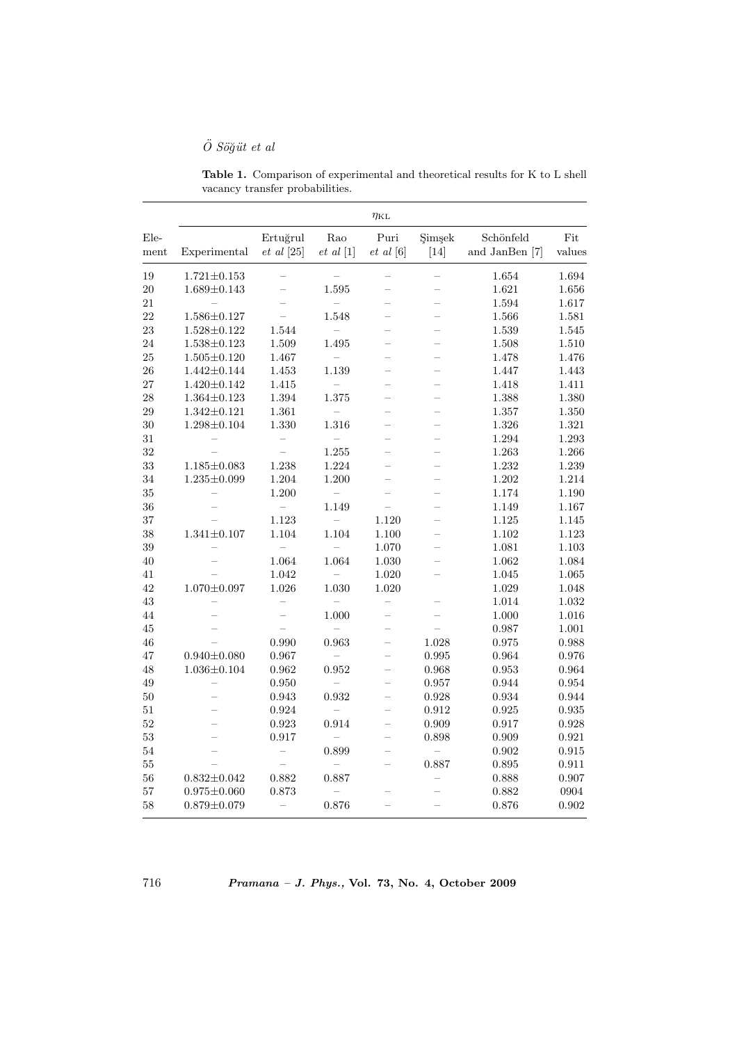**Table 1.** Comparison of experimental and theoretical results for K to L shell vacancy transfer probabilities.

| | $\eta_{KL}$ | | | | | | |
|---|---|---|---|---|---|---|---|
| Element | Experimental | Ertuğrul *et al* [25] | Rao *et al* [1] | Puri *et al* [6] | Şimşek [14] | Schönfeld and JanBen [7] | Fit values |
| 19 | 1.721±0.153 | – | – | – | – | 1.654 | 1.694 |
| 20 | 1.689±0.143 | – | 1.595 | – | – | 1.621 | 1.656 |
| 21 | – | – | – | – | – | 1.594 | 1.617 |
| 22 | 1.586±0.127 | – | 1.548 | – | – | 1.566 | 1.581 |
| 23 | 1.528±0.122 | 1.544 | – | – | – | 1.539 | 1.545 |
| 24 | 1.538±0.123 | 1.509 | 1.495 | – | – | 1.508 | 1.510 |
| 25 | 1.505±0.120 | 1.467 | – | – | – | 1.478 | 1.476 |
| 26 | 1.442±0.144 | 1.453 | 1.139 | – | – | 1.447 | 1.443 |
| 27 | 1.420±0.142 | 1.415 | – | – | – | 1.418 | 1.411 |
| 28 | 1.364±0.123 | 1.394 | 1.375 | – | – | 1.388 | 1.380 |
| 29 | 1.342±0.121 | 1.361 | – | – | – | 1.357 | 1.350 |
| 30 | 1.298±0.104 | 1.330 | 1.316 | – | – | 1.326 | 1.321 |
| 31 | – | – | – | – | – | 1.294 | 1.293 |
| 32 | – | – | 1.255 | – | – | 1.263 | 1.266 |
| 33 | 1.185±0.083 | 1.238 | 1.224 | – | – | 1.232 | 1.239 |
| 34 | 1.235±0.099 | 1.204 | 1.200 | – | – | 1.202 | 1.214 |
| 35 | – | 1.200 | – | – | – | 1.174 | 1.190 |
| 36 | – | – | 1.149 | – | – | 1.149 | 1.167 |
| 37 | – | 1.123 | – | 1.120 | – | 1.125 | 1.145 |
| 38 | 1.341±0.107 | 1.104 | 1.104 | 1.100 | – | 1.102 | 1.123 |
| 39 | – | – | – | 1.070 | – | 1.081 | 1.103 |
| 40 | – | 1.064 | 1.064 | 1.030 | – | 1.062 | 1.084 |
| 41 | – | 1.042 | – | 1.020 | – | 1.045 | 1.065 |
| 42 | 1.070±0.097 | 1.026 | 1.030 | 1.020 | | 1.029 | 1.048 |
| 43 | – | – | – | – | – | 1.014 | 1.032 |
| 44 | – | – | 1.000 | – | – | 1.000 | 1.016 |
| 45 | – | – | – | – | – | 0.987 | 1.001 |
| 46 | – | 0.990 | 0.963 | – | 1.028 | 0.975 | 0.988 |
| 47 | 0.940±0.080 | 0.967 | – | – | 0.995 | 0.964 | 0.976 |
| 48 | 1.036±0.104 | 0.962 | 0.952 | – | 0.968 | 0.953 | 0.964 |
| 49 | – | 0.950 | – | – | 0.957 | 0.944 | 0.954 |
| 50 | – | 0.943 | 0.932 | – | 0.928 | 0.934 | 0.944 |
| 51 | – | 0.924 | – | – | 0.912 | 0.925 | 0.935 |
| 52 | – | 0.923 | 0.914 | – | 0.909 | 0.917 | 0.928 |
| 53 | – | 0.917 | – | – | 0.898 | 0.909 | 0.921 |
| 54 | – | – | 0.899 | – | – | 0.902 | 0.915 |
| 55 | – | – | – | – | 0.887 | 0.895 | 0.911 |
| 56 | 0.832±0.042 | 0.882 | 0.887 | | – | 0.888 | 0.907 |
| 57 | 0.975±0.060 | 0.873 | – | – | – | 0.882 | 0904 |
| 58 | 0.879±0.079 | – | 0.876 | – | – | 0.876 | 0.902 |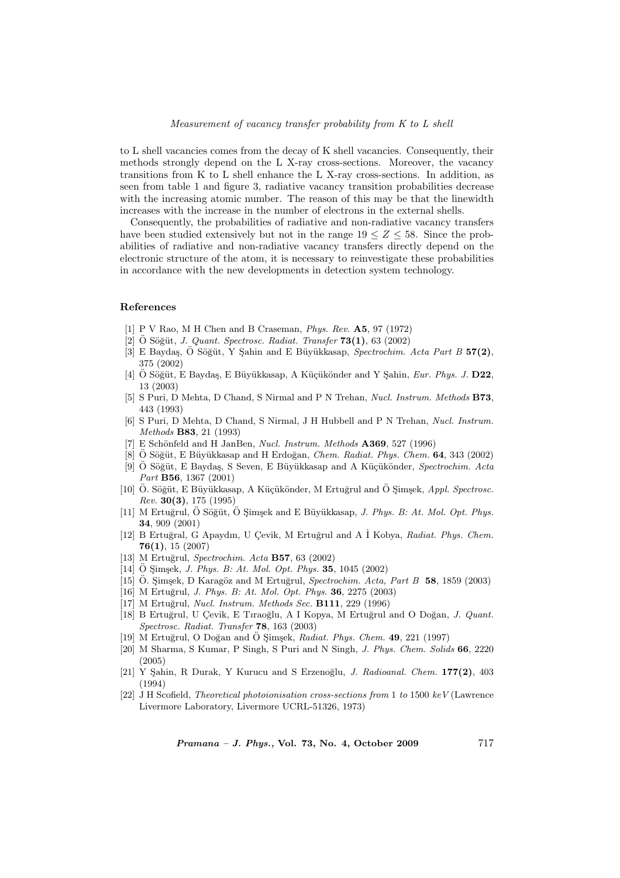to L shell vacancies comes from the decay of K shell vacancies. Consequently, their methods strongly depend on the L X-ray cross-sections. Moreover, the vacancy transitions from K to L shell enhance the L X-ray cross-sections. In addition, as seen from table 1 and figure 3, radiative vacancy transition probabilities decrease with the increasing atomic number. The reason of this may be that the linewidth increases with the increase in the number of electrons in the external shells.

Consequently, the probabilities of radiative and non-radiative vacancy transfers have been studied extensively but not in the range $19 \leq Z \leq 58$. Since the probabilities of radiative and non-radiative vacancy transfers directly depend on the electronic structure of the atom, it is necessary to reinvestigate these probabilities in accordance with the new developments in detection system technology.

## References

[1] P V Rao, M H Chen and B Craseman, *Phys. Rev.* **A5**, 97 (1972)

[2] Ö Söğüt, *J. Quant. Spectrosc. Radiat. Transfer* **73(1)**, 63 (2002)

[3] E Baydaş, Ö Söğüt, Y Şahin and E Büyükkasap, *Spectrochim. Acta Part B* **57(2)**, 375 (2002)

[4] Ö Söğüt, E Baydaş, E Büyükkasap, A Küçükönder and Y Şahin, *Eur. Phys. J.* **D22**, 13 (2003)

[5] S Puri, D Mehta, D Chand, S Nirmal and P N Trehan, *Nucl. Instrum. Methods* **B73**, 443 (1993)

[6] S Puri, D Mehta, D Chand, S Nirmal, J H Hubbell and P N Trehan, *Nucl. Instrum. Methods* **B83**, 21 (1993)

[7] E Schönfeld and H JanBen, *Nucl. Instrum. Methods* **A369**, 527 (1996)

[8] Ö Söğüt, E Büyükkasap and H Erdoğan, *Chem. Radiat. Phys. Chem.* **64**, 343 (2002)

[9] Ö Söğüt, E Baydaş, S Seven, E Büyükkasap and A Küçükönder, *Spectrochim. Acta Part* **B56**, 1367 (2001)

[10] Ö. Söğüt, E Büyükkasap, A Küçükönder, M Ertuğrul and Ö Şimşek, *Appl. Spectrosc. Rev.* **30(3)**, 175 (1995)

[11] M Ertuğrul, Ö Söğüt, Ö Şimşek and E Büyükkasap, *J. Phys. B: At. Mol. Opt. Phys.* **34**, 909 (2001)

[12] B Ertuğral, G Apaydın, U Çevik, M Ertuğrul and A İ Kobya, *Radiat. Phys. Chem.* **76(1)**, 15 (2007)

[13] M Ertuğrul, *Spectrochim. Acta* **B57**, 63 (2002)

[14] Ö Şimşek, *J. Phys. B: At. Mol. Opt. Phys.* **35**, 1045 (2002)

[15] Ö. Şimşek, D Karagöz and M Ertuğrul, *Spectrochim. Acta, Part B* **58**, 1859 (2003)

[16] M Ertuğrul, *J. Phys. B: At. Mol. Opt. Phys.* **36**, 2275 (2003)

[17] M Ertuğrul, *Nucl. Instrum. Methods Sec.* **B111**, 229 (1996)

[18] B Ertuğrul, U Çevik, E Tıraoğlu, A I Kopya, M Ertuğrul and O Doğan, *J. Quant. Spectrosc. Radiat. Transfer* **78**, 163 (2003)

[19] M Ertuğrul, O Doğan and Ö Şimşek, *Radiat. Phys. Chem.* **49**, 221 (1997)

[20] M Sharma, S Kumar, P Singh, S Puri and N Singh, *J. Phys. Chem. Solids* **66**, 2220 (2005)

[21] Y Şahin, R Durak, Y Kurucu and S Erzenoğlu, *J. Radioanal. Chem.* **177(2)**, 403 (1994)

[22] J H Scofield, *Theoretical photoionisation cross-sections from* 1 *to* 1500 *keV* (Lawrence Livermore Laboratory, Livermore UCRL-51326, 1973)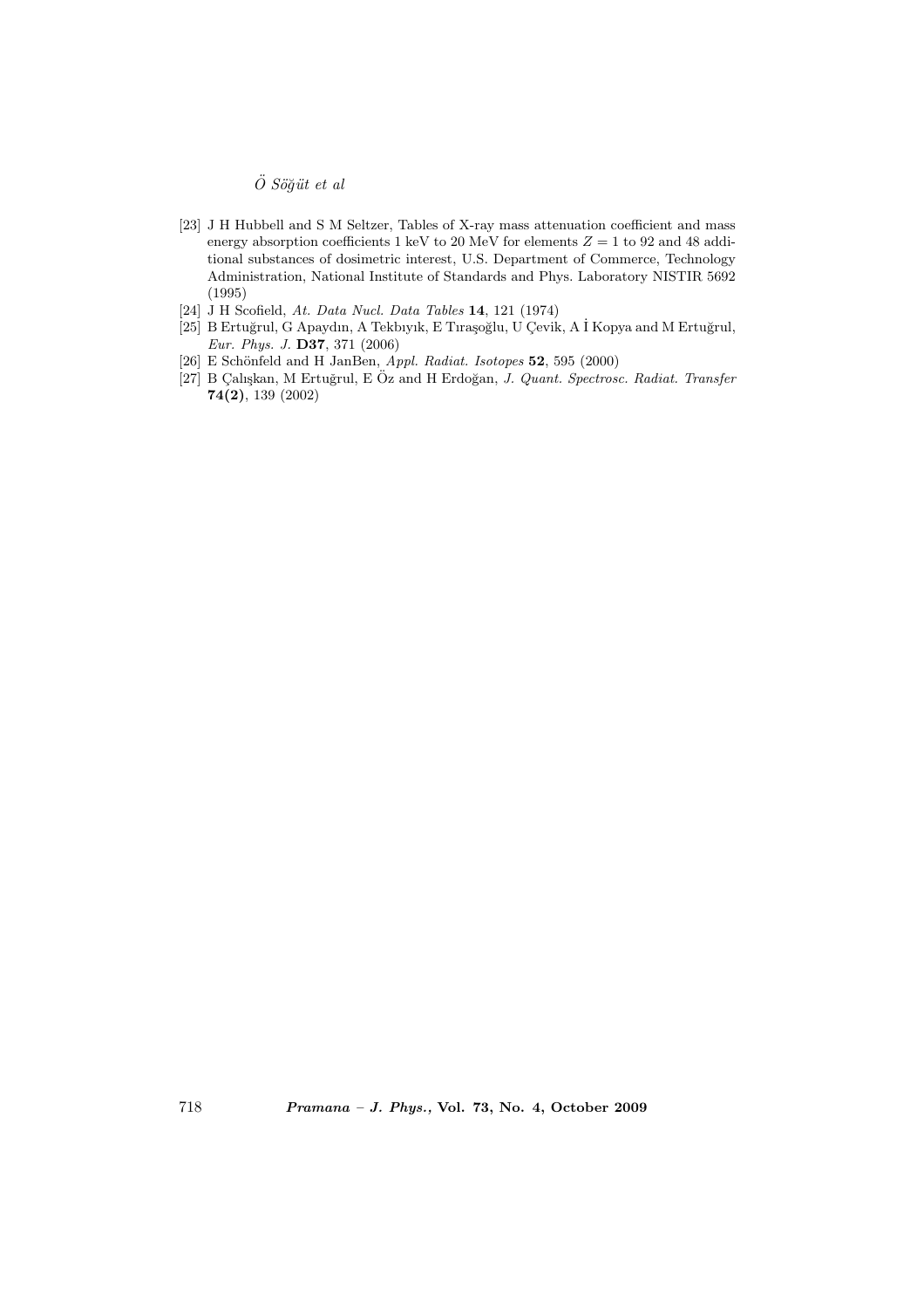[23] J H Hubbell and S M Seltzer, Tables of X-ray mass attenuation coefficient and mass energy absorption coefficients 1 keV to 20 MeV for elements $Z = 1$ to 92 and 48 additional substances of dosimetric interest, U.S. Department of Commerce, Technology Administration, National Institute of Standards and Phys. Laboratory NISTIR 5692 (1995)

[24] J H Scofield, *At. Data Nucl. Data Tables* **14**, 121 (1974)

[25] B Ertuğrul, G Apaydın, A Tekbıyık, E Tıraşoğlu, U Çevik, A İ Kopya and M Ertuğrul, *Eur. Phys. J.* **D37**, 371 (2006)

[26] E Schönfeld and H JanBen, *Appl. Radiat. Isotopes* **52**, 595 (2000)

[27] B Çalışkan, M Ertuğrul, E Öz and H Erdoğan, *J. Quant. Spectrosc. Radiat. Transfer* **74(2)**, 139 (2002)